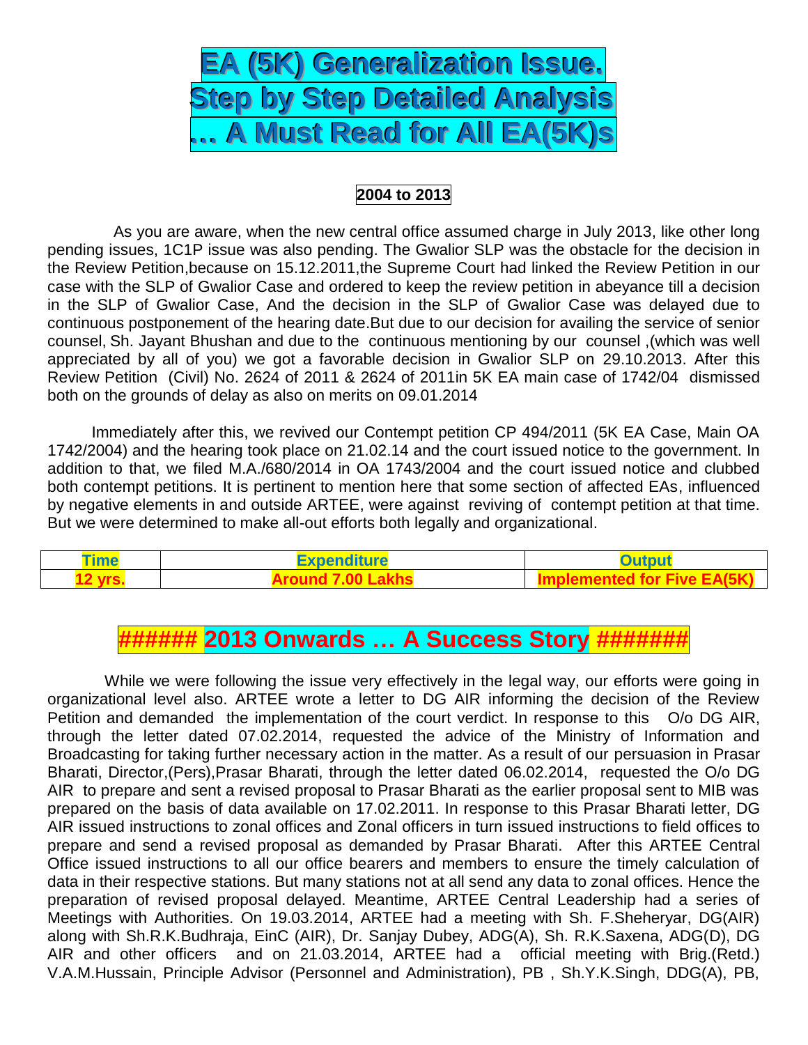# EA (5K) Generalization Issue.
# Step by Step Detailed Analysis
# … A Must Read for All EA(5K)s

## 2004 to 2013

As you are aware, when the new central office assumed charge in July 2013, like other long pending issues, 1C1P issue was also pending. The Gwalior SLP was the obstacle for the decision in the Review Petition,because on 15.12.2011,the Supreme Court had linked the Review Petition in our case with the SLP of Gwalior Case and ordered to keep the review petition in abeyance till a decision in the SLP of Gwalior Case, And the decision in the SLP of Gwalior Case was delayed due to continuous postponement of the hearing date.But due to our decision for availing the service of senior counsel, Sh. Jayant Bhushan and due to the continuous mentioning by our counsel ,(which was well appreciated by all of you) we got a favorable decision in Gwalior SLP on 29.10.2013. After this Review Petition (Civil) No. 2624 of 2011 & 2624 of 2011in 5K EA main case of 1742/04 dismissed both on the grounds of delay as also on merits on 09.01.2014

Immediately after this, we revived our Contempt petition CP 494/2011 (5K EA Case, Main OA 1742/2004) and the hearing took place on 21.02.14 and the court issued notice to the government. In addition to that, we filed M.A./680/2014 in OA 1743/2004 and the court issued notice and clubbed both contempt petitions. It is pertinent to mention here that some section of affected EAs, influenced by negative elements in and outside ARTEE, were against reviving of contempt petition at that time. But we were determined to make all-out efforts both legally and organizational.

| Time | Expenditure | Output |
|---|---|---|
| 12 yrs. | Around 7.00 Lakhs | Implemented for Five EA(5K) |

## ###### 2013 Onwards … A Success Story #######

While we were following the issue very effectively in the legal way, our efforts were going in organizational level also. ARTEE wrote a letter to DG AIR informing the decision of the Review Petition and demanded the implementation of the court verdict. In response to this O/o DG AIR, through the letter dated 07.02.2014, requested the advice of the Ministry of Information and Broadcasting for taking further necessary action in the matter. As a result of our persuasion in Prasar Bharati, Director,(Pers),Prasar Bharati, through the letter dated 06.02.2014, requested the O/o DG AIR to prepare and sent a revised proposal to Prasar Bharati as the earlier proposal sent to MIB was prepared on the basis of data available on 17.02.2011. In response to this Prasar Bharati letter, DG AIR issued instructions to zonal offices and Zonal officers in turn issued instructions to field offices to prepare and send a revised proposal as demanded by Prasar Bharati. After this ARTEE Central Office issued instructions to all our office bearers and members to ensure the timely calculation of data in their respective stations. But many stations not at all send any data to zonal offices. Hence the preparation of revised proposal delayed. Meantime, ARTEE Central Leadership had a series of Meetings with Authorities. On 19.03.2014, ARTEE had a meeting with Sh. F.Sheheryar, DG(AIR) along with Sh.R.K.Budhraja, EinC (AIR), Dr. Sanjay Dubey, ADG(A), Sh. R.K.Saxena, ADG(D), DG AIR and other officers and on 21.03.2014, ARTEE had a official meeting with Brig.(Retd.) V.A.M.Hussain, Principle Advisor (Personnel and Administration), PB , Sh.Y.K.Singh, DDG(A), PB,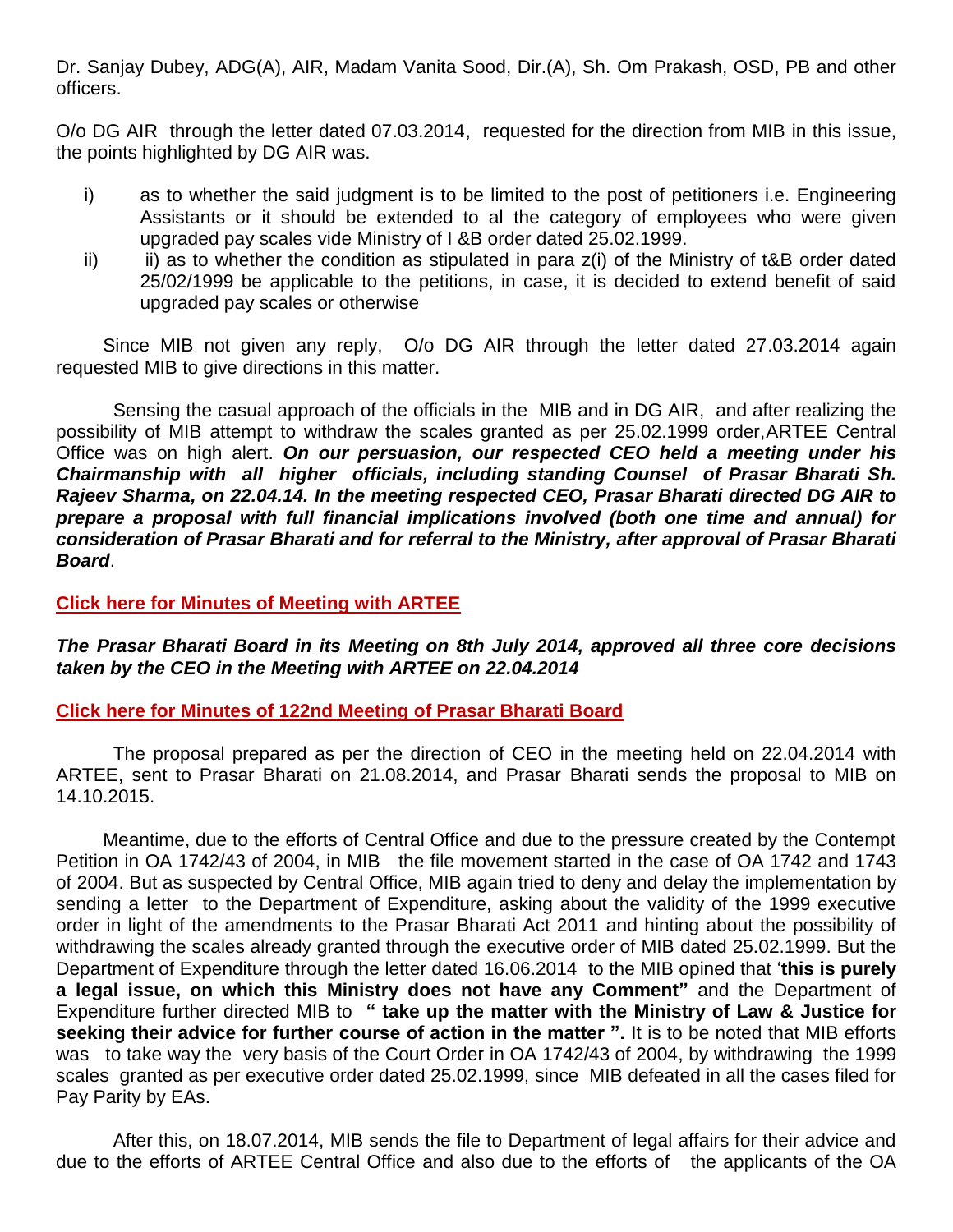Dr. Sanjay Dubey, ADG(A), AIR, Madam Vanita Sood, Dir.(A), Sh. Om Prakash, OSD, PB and other officers.

O/o DG AIR through the letter dated 07.03.2014, requested for the direction from MIB in this issue, the points highlighted by DG AIR was.

i) as to whether the said judgment is to be limited to the post of petitioners i.e. Engineering Assistants or it should be extended to al the category of employees who were given upgraded pay scales vide Ministry of I &B order dated 25.02.1999.

ii) ii) as to whether the condition as stipulated in para z(i) of the Ministry of t&B order dated 25/02/1999 be applicable to the petitions, in case, it is decided to extend benefit of said upgraded pay scales or otherwise

Since MIB not given any reply, O/o DG AIR through the letter dated 27.03.2014 again requested MIB to give directions in this matter.

Sensing the casual approach of the officials in the MIB and in DG AIR, and after realizing the possibility of MIB attempt to withdraw the scales granted as per 25.02.1999 order, ARTEE Central Office was on high alert. ***On our persuasion, our respected CEO held a meeting under his Chairmanship with all higher officials, including standing Counsel of Prasar Bharati Sh. Rajeev Sharma, on 22.04.14. In the meeting respected CEO, Prasar Bharati directed DG AIR to prepare a proposal with full financial implications involved (both one time and annual) for consideration of Prasar Bharati and for referral to the Ministry, after approval of Prasar Bharati Board***.

**Click here for Minutes of Meeting with ARTEE**

***The Prasar Bharati Board in its Meeting on 8th July 2014, approved all three core decisions taken by the CEO in the Meeting with ARTEE on 22.04.2014***

**Click here for Minutes of 122nd Meeting of Prasar Bharati Board**

The proposal prepared as per the direction of CEO in the meeting held on 22.04.2014 with ARTEE, sent to Prasar Bharati on 21.08.2014, and Prasar Bharati sends the proposal to MIB on 14.10.2015.

Meantime, due to the efforts of Central Office and due to the pressure created by the Contempt Petition in OA 1742/43 of 2004, in MIB the file movement started in the case of OA 1742 and 1743 of 2004. But as suspected by Central Office, MIB again tried to deny and delay the implementation by sending a letter to the Department of Expenditure, asking about the validity of the 1999 executive order in light of the amendments to the Prasar Bharati Act 2011 and hinting about the possibility of withdrawing the scales already granted through the executive order of MIB dated 25.02.1999. But the Department of Expenditure through the letter dated 16.06.2014 to the MIB opined that '**this is purely a legal issue, on which this Ministry does not have any Comment"** and the Department of Expenditure further directed MIB to **" take up the matter with the Ministry of Law & Justice for seeking their advice for further course of action in the matter ".** It is to be noted that MIB efforts was to take way the very basis of the Court Order in OA 1742/43 of 2004, by withdrawing the 1999 scales granted as per executive order dated 25.02.1999, since MIB defeated in all the cases filed for Pay Parity by EAs.

After this, on 18.07.2014, MIB sends the file to Department of legal affairs for their advice and due to the efforts of ARTEE Central Office and also due to the efforts of the applicants of the OA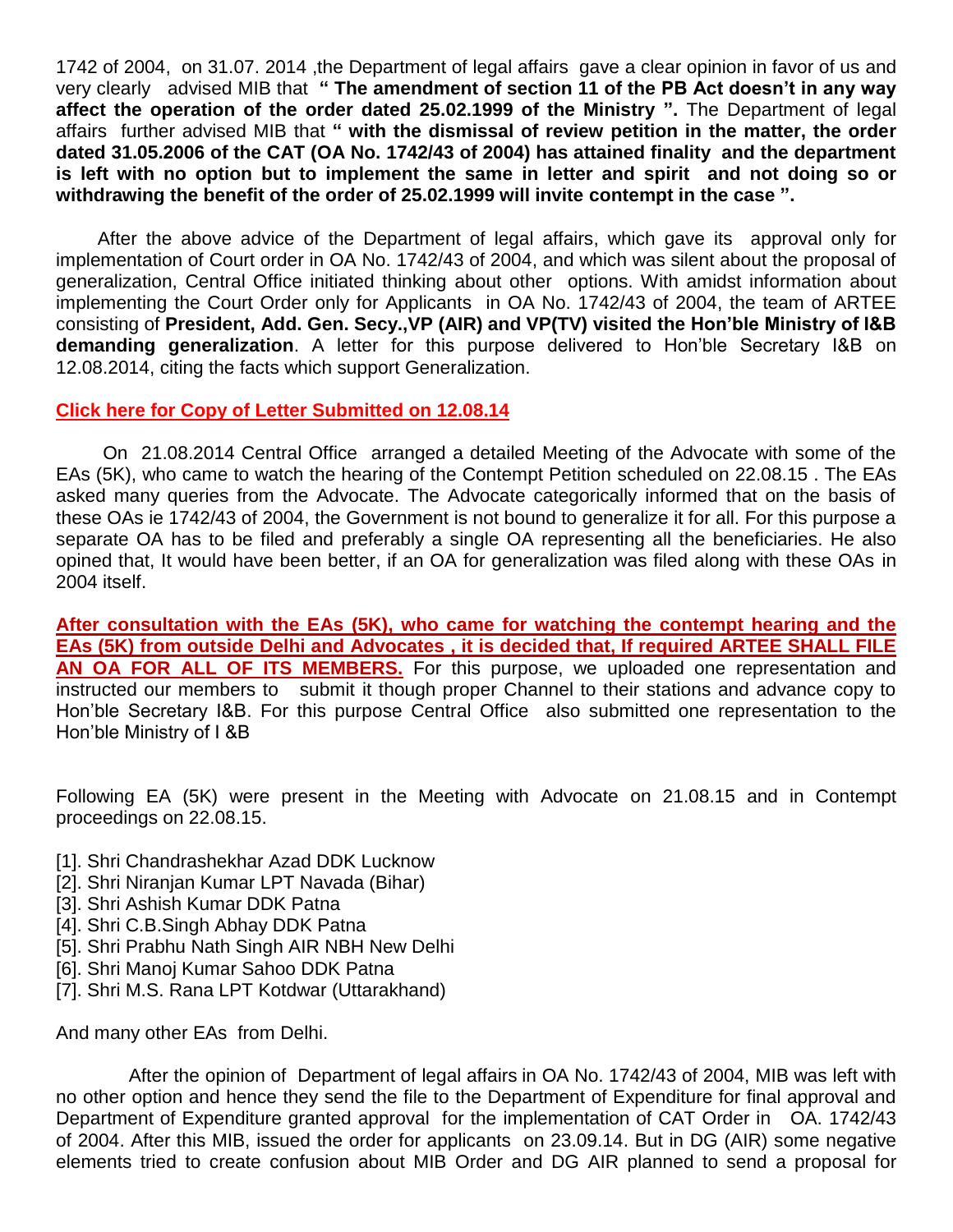1742 of 2004, on 31.07. 2014 ,the Department of legal affairs gave a clear opinion in favor of us and very clearly advised MIB that **" The amendment of section 11 of the PB Act doesn't in any way affect the operation of the order dated 25.02.1999 of the Ministry ".** The Department of legal affairs further advised MIB that **" with the dismissal of review petition in the matter, the order dated 31.05.2006 of the CAT (OA No. 1742/43 of 2004) has attained finality and the department is left with no option but to implement the same in letter and spirit and not doing so or withdrawing the benefit of the order of 25.02.1999 will invite contempt in the case ".**

After the above advice of the Department of legal affairs, which gave its approval only for implementation of Court order in OA No. 1742/43 of 2004, and which was silent about the proposal of generalization, Central Office initiated thinking about other options. With amidst information about implementing the Court Order only for Applicants in OA No. 1742/43 of 2004, the team of ARTEE consisting of **President, Add. Gen. Secy.,VP (AIR) and VP(TV) visited the Hon'ble Ministry of I&B demanding generalization**. A letter for this purpose delivered to Hon'ble Secretary I&B on 12.08.2014, citing the facts which support Generalization.

**Click here for Copy of Letter Submitted on 12.08.14**

On 21.08.2014 Central Office arranged a detailed Meeting of the Advocate with some of the EAs (5K), who came to watch the hearing of the Contempt Petition scheduled on 22.08.15 . The EAs asked many queries from the Advocate. The Advocate categorically informed that on the basis of these OAs ie 1742/43 of 2004, the Government is not bound to generalize it for all. For this purpose a separate OA has to be filed and preferably a single OA representing all the beneficiaries. He also opined that, It would have been better, if an OA for generalization was filed along with these OAs in 2004 itself.

**After consultation with the EAs (5K), who came for watching the contempt hearing and the EAs (5K) from outside Delhi and Advocates , it is decided that, If required ARTEE SHALL FILE AN OA FOR ALL OF ITS MEMBERS.** For this purpose, we uploaded one representation and instructed our members to submit it though proper Channel to their stations and advance copy to Hon'ble Secretary I&B. For this purpose Central Office also submitted one representation to the Hon'ble Ministry of I &B

Following EA (5K) were present in the Meeting with Advocate on 21.08.15 and in Contempt proceedings on 22.08.15.

[1]. Shri Chandrashekhar Azad DDK Lucknow
[2]. Shri Niranjan Kumar LPT Navada (Bihar)
[3]. Shri Ashish Kumar DDK Patna
[4]. Shri C.B.Singh Abhay DDK Patna
[5]. Shri Prabhu Nath Singh AIR NBH New Delhi
[6]. Shri Manoj Kumar Sahoo DDK Patna
[7]. Shri M.S. Rana LPT Kotdwar (Uttarakhand)

And many other EAs from Delhi.

After the opinion of Department of legal affairs in OA No. 1742/43 of 2004, MIB was left with no other option and hence they send the file to the Department of Expenditure for final approval and Department of Expenditure granted approval for the implementation of CAT Order in OA. 1742/43 of 2004. After this MIB, issued the order for applicants on 23.09.14. But in DG (AIR) some negative elements tried to create confusion about MIB Order and DG AIR planned to send a proposal for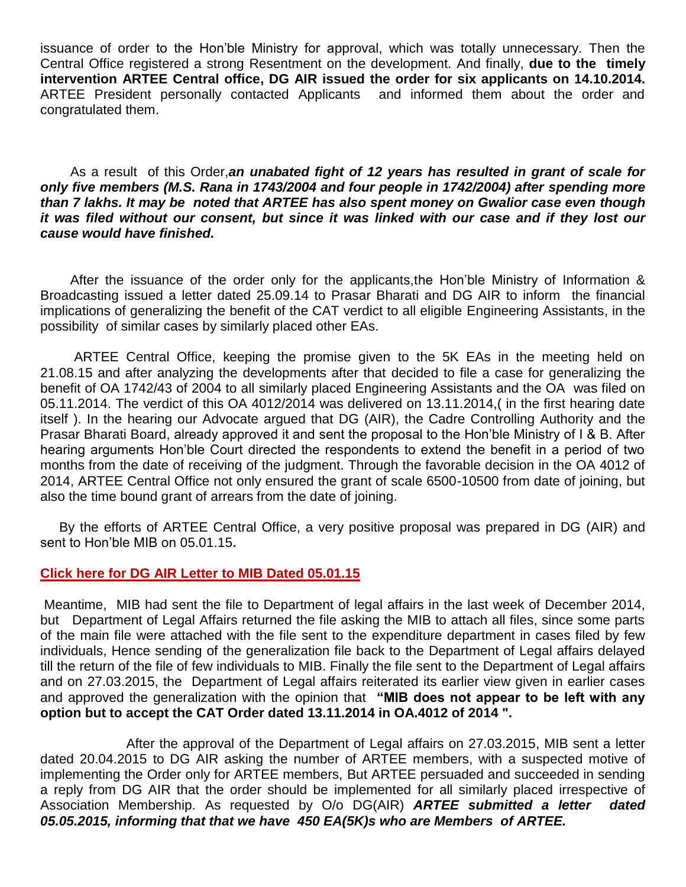issuance of order to the Hon'ble Ministry for approval, which was totally unnecessary. Then the Central Office registered a strong Resentment on the development. And finally, **due to the timely intervention ARTEE Central office, DG AIR issued the order for six applicants on 14.10.2014.** ARTEE President personally contacted Applicants and informed them about the order and congratulated them.

As a result of this Order,***an unabated fight of 12 years has resulted in grant of scale for only five members (M.S. Rana in 1743/2004 and four people in 1742/2004) after spending more than 7 lakhs. It may be noted that ARTEE has also spent money on Gwalior case even though it was filed without our consent, but since it was linked with our case and if they lost our cause would have finished.***

After the issuance of the order only for the applicants,the Hon'ble Ministry of Information & Broadcasting issued a letter dated 25.09.14 to Prasar Bharati and DG AIR to inform the financial implications of generalizing the benefit of the CAT verdict to all eligible Engineering Assistants, in the possibility of similar cases by similarly placed other EAs.

ARTEE Central Office, keeping the promise given to the 5K EAs in the meeting held on 21.08.15 and after analyzing the developments after that decided to file a case for generalizing the benefit of OA 1742/43 of 2004 to all similarly placed Engineering Assistants and the OA was filed on 05.11.2014. The verdict of this OA 4012/2014 was delivered on 13.11.2014,( in the first hearing date itself ). In the hearing our Advocate argued that DG (AIR), the Cadre Controlling Authority and the Prasar Bharati Board, already approved it and sent the proposal to the Hon'ble Ministry of I & B. After hearing arguments Hon'ble Court directed the respondents to extend the benefit in a period of two months from the date of receiving of the judgment. Through the favorable decision in the OA 4012 of 2014, ARTEE Central Office not only ensured the grant of scale 6500-10500 from date of joining, but also the time bound grant of arrears from the date of joining.

By the efforts of ARTEE Central Office, a very positive proposal was prepared in DG (AIR) and sent to Hon'ble MIB on 05.01.15.

**Click here for DG AIR Letter to MIB Dated 05.01.15**

Meantime, MIB had sent the file to Department of legal affairs in the last week of December 2014, but Department of Legal Affairs returned the file asking the MIB to attach all files, since some parts of the main file were attached with the file sent to the expenditure department in cases filed by few individuals, Hence sending of the generalization file back to the Department of Legal affairs delayed till the return of the file of few individuals to MIB. Finally the file sent to the Department of Legal affairs and on 27.03.2015, the Department of Legal affairs reiterated its earlier view given in earlier cases and approved the generalization with the opinion that **"MIB does not appear to be left with any option but to accept the CAT Order dated 13.11.2014 in OA.4012 of 2014 ".**

After the approval of the Department of Legal affairs on 27.03.2015, MIB sent a letter dated 20.04.2015 to DG AIR asking the number of ARTEE members, with a suspected motive of implementing the Order only for ARTEE members, But ARTEE persuaded and succeeded in sending a reply from DG AIR that the order should be implemented for all similarly placed irrespective of Association Membership. As requested by O/o DG(AIR) ***ARTEE submitted a letter dated 05.05.2015, informing that that we have 450 EA(5K)s who are Members of ARTEE.***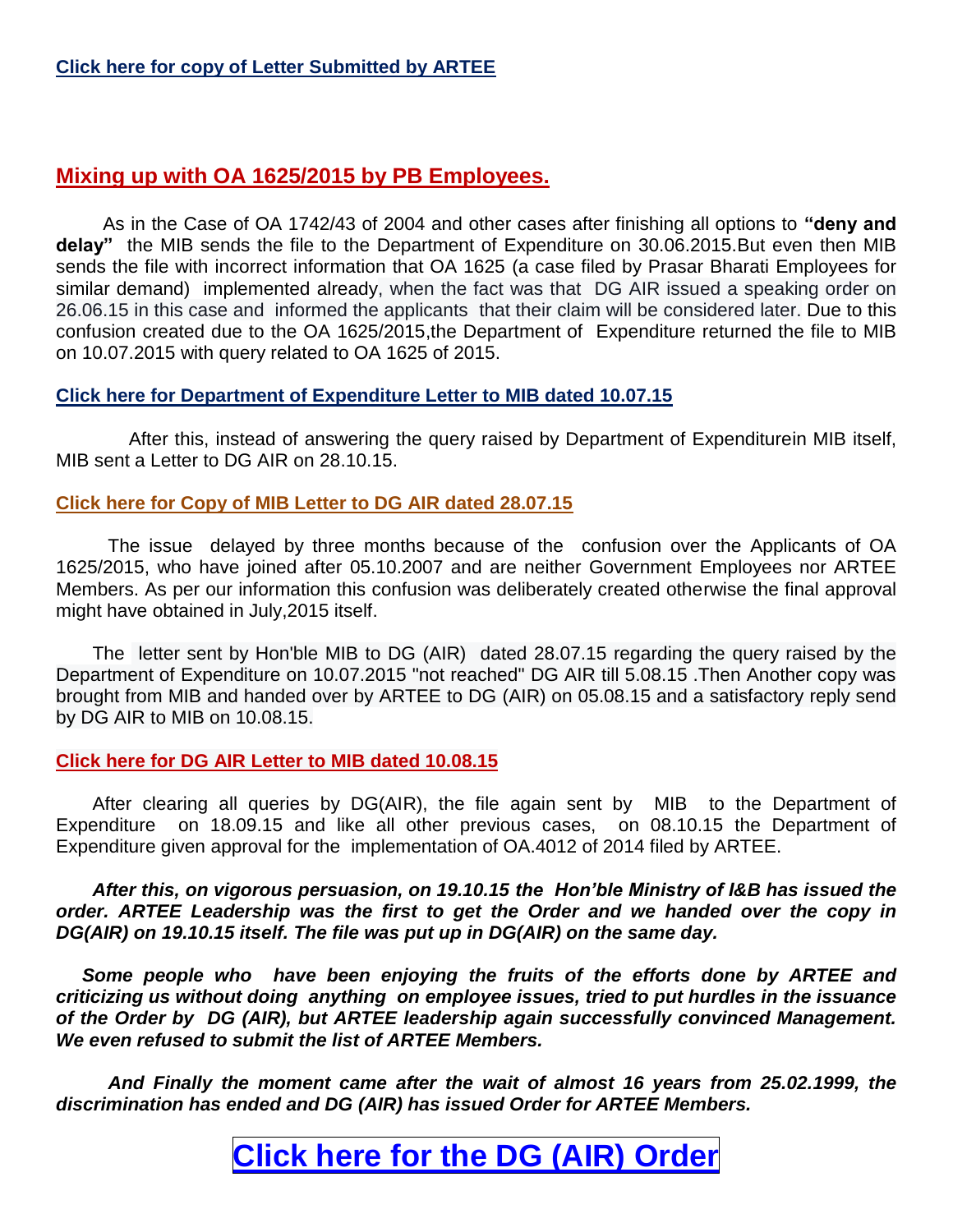**Click here for copy of Letter Submitted by ARTEE**

## Mixing up with OA 1625/2015 by PB Employees.

As in the Case of OA 1742/43 of 2004 and other cases after finishing all options to **"deny and delay"** the MIB sends the file to the Department of Expenditure on 30.06.2015.But even then MIB sends the file with incorrect information that OA 1625 (a case filed by Prasar Bharati Employees for similar demand) implemented already, when the fact was that DG AIR issued a speaking order on 26.06.15 in this case and informed the applicants that their claim will be considered later. Due to this confusion created due to the OA 1625/2015,the Department of Expenditure returned the file to MIB on 10.07.2015 with query related to OA 1625 of 2015.

**Click here for Department of Expenditure Letter to MIB dated 10.07.15**

After this, instead of answering the query raised by Department of Expenditurein MIB itself, MIB sent a Letter to DG AIR on 28.10.15.

**Click here for Copy of MIB Letter to DG AIR dated 28.07.15**

The issue delayed by three months because of the confusion over the Applicants of OA 1625/2015, who have joined after 05.10.2007 and are neither Government Employees nor ARTEE Members. As per our information this confusion was deliberately created otherwise the final approval might have obtained in July,2015 itself.

The letter sent by Hon'ble MIB to DG (AIR) dated 28.07.15 regarding the query raised by the Department of Expenditure on 10.07.2015 "not reached" DG AIR till 5.08.15 .Then Another copy was brought from MIB and handed over by ARTEE to DG (AIR) on 05.08.15 and a satisfactory reply send by DG AIR to MIB on 10.08.15.

**Click here for DG AIR Letter to MIB dated 10.08.15**

After clearing all queries by DG(AIR), the file again sent by MIB to the Department of Expenditure on 18.09.15 and like all other previous cases, on 08.10.15 the Department of Expenditure given approval for the implementation of OA.4012 of 2014 filed by ARTEE.

***After this, on vigorous persuasion, on 19.10.15 the Hon'ble Ministry of I&B has issued the order. ARTEE Leadership was the first to get the Order and we handed over the copy in DG(AIR) on 19.10.15 itself. The file was put up in DG(AIR) on the same day.***

***Some people who have been enjoying the fruits of the efforts done by ARTEE and criticizing us without doing anything on employee issues, tried to put hurdles in the issuance of the Order by DG (AIR), but ARTEE leadership again successfully convinced Management. We even refused to submit the list of ARTEE Members.***

***And Finally the moment came after the wait of almost 16 years from 25.02.1999, the discrimination has ended and DG (AIR) has issued Order for ARTEE Members.***

# Click here for the DG (AIR) Order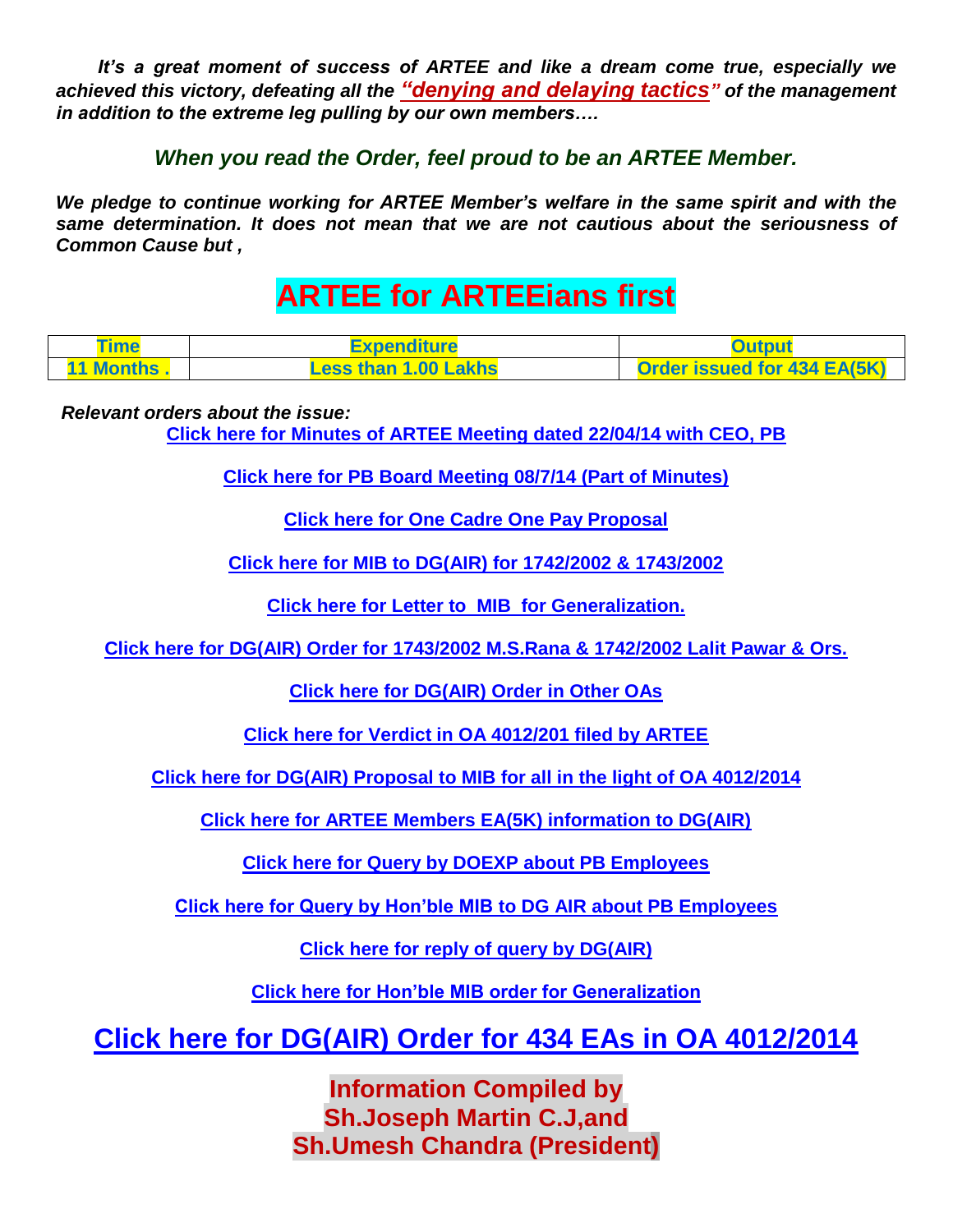*It's a great moment of success of ARTEE and like a dream come true, especially we achieved this victory, defeating all the **"denying and delaying tactics"** of the management in addition to the extreme leg pulling by our own members….*

## *When you read the Order, feel proud to be an ARTEE Member.*

***We pledge to continue working for ARTEE Member's welfare in the same spirit and with the same determination. It does not mean that we are not cautious about the seriousness of Common Cause but ,***

# ARTEE for ARTEEians first

| Time | Expenditure | Output |
|---|---|---|
| 11 Months . | Less than 1.00 Lakhs | Order issued for 434 EA(5K) |

***Relevant orders about the issue:***

**Click here for Minutes of ARTEE Meeting dated 22/04/14 with CEO, PB**

**Click here for PB Board Meeting 08/7/14 (Part of Minutes)**

**Click here for One Cadre One Pay Proposal**

**Click here for MIB to DG(AIR) for 1742/2002 & 1743/2002**

**Click here for Letter to MIB for Generalization.**

**Click here for DG(AIR) Order for 1743/2002 M.S.Rana & 1742/2002 Lalit Pawar & Ors.**

**Click here for DG(AIR) Order in Other OAs**

**Click here for Verdict in OA 4012/201 filed by ARTEE**

**Click here for DG(AIR) Proposal to MIB for all in the light of OA 4012/2014**

**Click here for ARTEE Members EA(5K) information to DG(AIR)**

**Click here for Query by DOEXP about PB Employees**

**Click here for Query by Hon'ble MIB to DG AIR about PB Employees**

**Click here for reply of query by DG(AIR)**

**Click here for Hon'ble MIB order for Generalization**

## Click here for DG(AIR) Order for 434 EAs in OA 4012/2014

**Information Compiled by**
**Sh.Joseph Martin C.J,and**
**Sh.Umesh Chandra (President)**